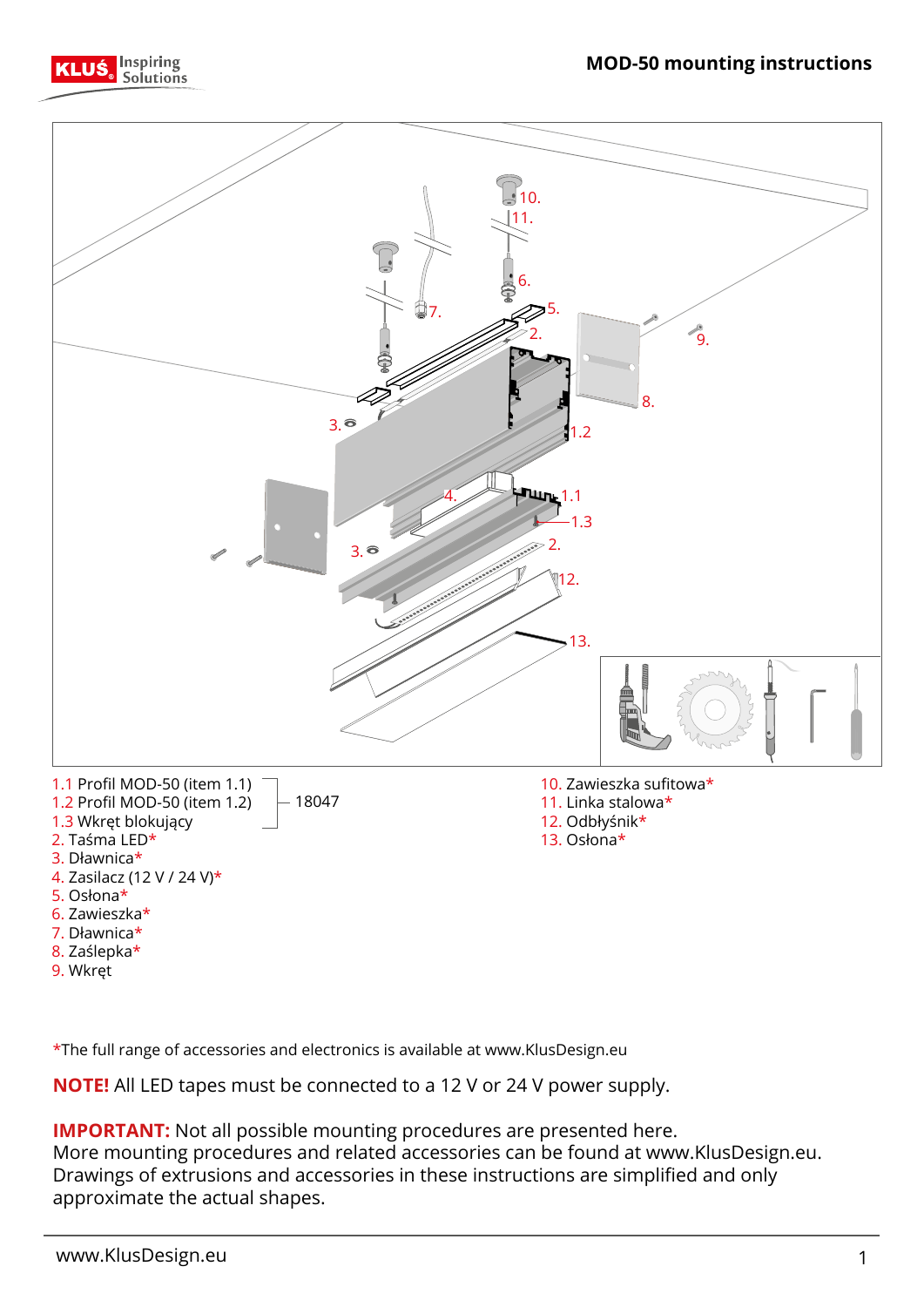# MOD-50 mounting instructions

- 1.1 Profil MOD-50 (item 1.1)
- 1.2 Profil MOD-50 (item 1.2)
- 1.3 Wkręt blokujący

(items 1.1–1.3: 18047)

2. Taśma LED*
3. Dławnica*
4. Zasilacz (12 V / 24 V)*
5. Osłona*
6. Zawieszka*
7. Dławnica*
8. Zaślepka*
9. Wkręt
10. Zawieszka sufitowa*
11. Linka stalowa*
12. Odbłyśnik*
13. Osłona*

*The full range of accessories and electronics is available at www.KlusDesign.eu

**NOTE!** All LED tapes must be connected to a 12 V or 24 V power supply.

**IMPORTANT:** Not all possible mounting procedures are presented here.
More mounting procedures and related accessories can be found at www.KlusDesign.eu.
Drawings of extrusions and accessories in these instructions are simplified and only approximate the actual shapes.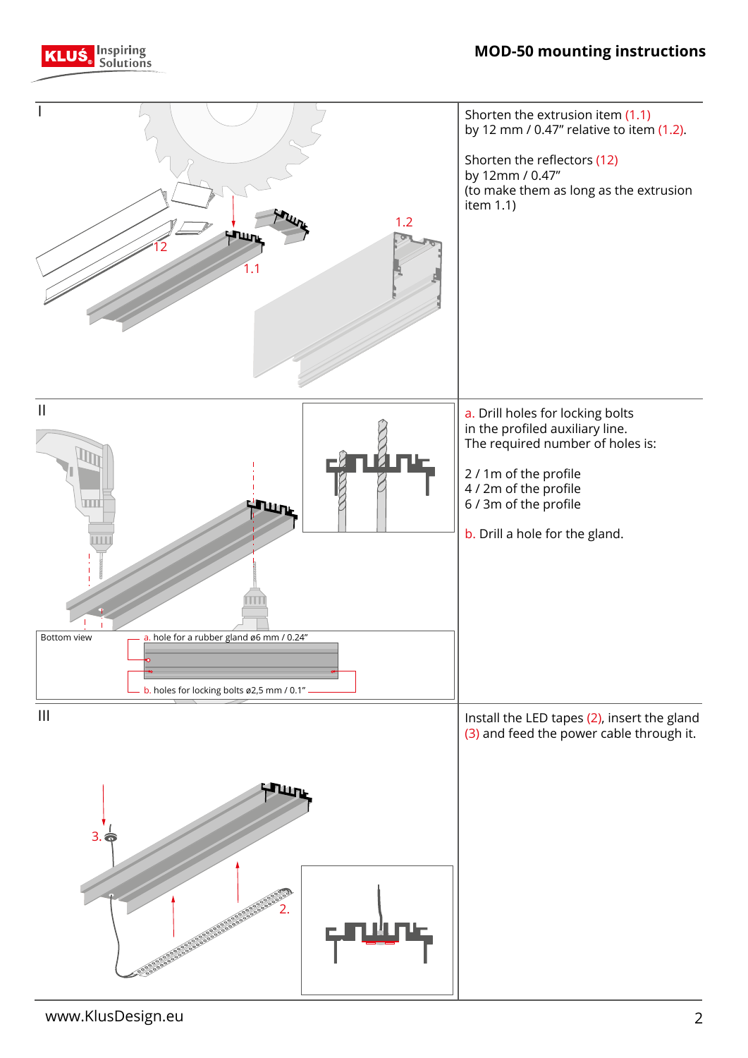## I

Shorten the extrusion item (1.1) by 12 mm / 0.47" relative to item (1.2).

Shorten the reflectors (12) by 12mm / 0.47" (to make them as long as the extrusion item 1.1)

## II

a. Drill holes for locking bolts in the profiled auxiliary line. The required number of holes is:

2 / 1m of the profile
4 / 2m of the profile
6 / 3m of the profile

b. Drill a hole for the gland.

Bottom view

a. hole for a rubber gland ø6 mm / 0.24"

b. holes for locking bolts ø2,5 mm / 0.1"

## III

Install the LED tapes (2), insert the gland (3) and feed the power cable through it.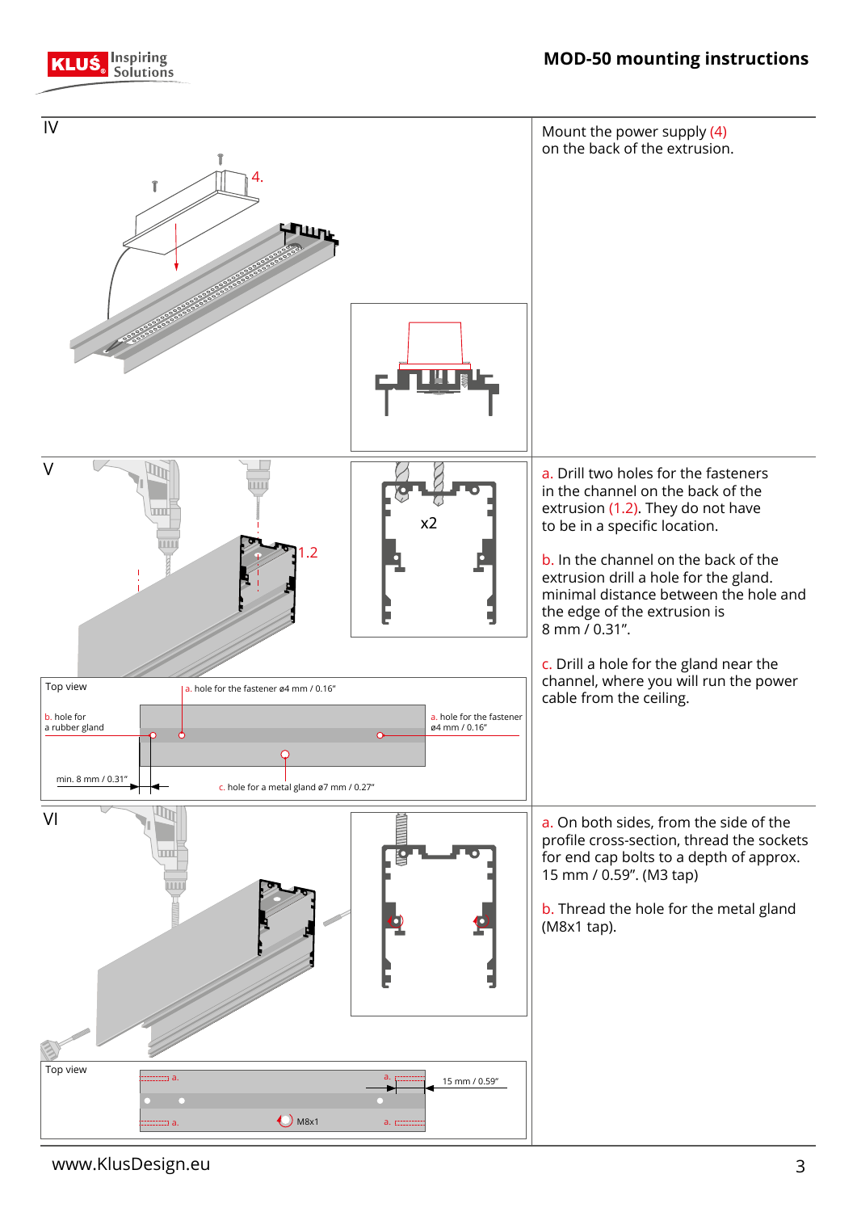## IV

Mount the power supply (4) on the back of the extrusion.

## V

a. Drill two holes for the fasteners in the channel on the back of the extrusion (1.2). They do not have to be in a specific location.

b. In the channel on the back of the extrusion drill a hole for the gland. minimal distance between the hole and the edge of the extrusion is 8 mm / 0.31”.

c. Drill a hole for the gland near the channel, where you will run the power cable from the ceiling.

Top view

- a. hole for the fastener ø4 mm / 0.16”
- b. hole for a rubber gland
- c. hole for a metal gland ø7 mm / 0.27”
- min. 8 mm / 0.31”

## VI

a. On both sides, from the side of the profile cross-section, thread the sockets for end cap bolts to a depth of approx. 15 mm / 0.59”. (M3 tap)

b. Thread the hole for the metal gland (M8x1 tap).

Top view

- 15 mm / 0.59”
- M8x1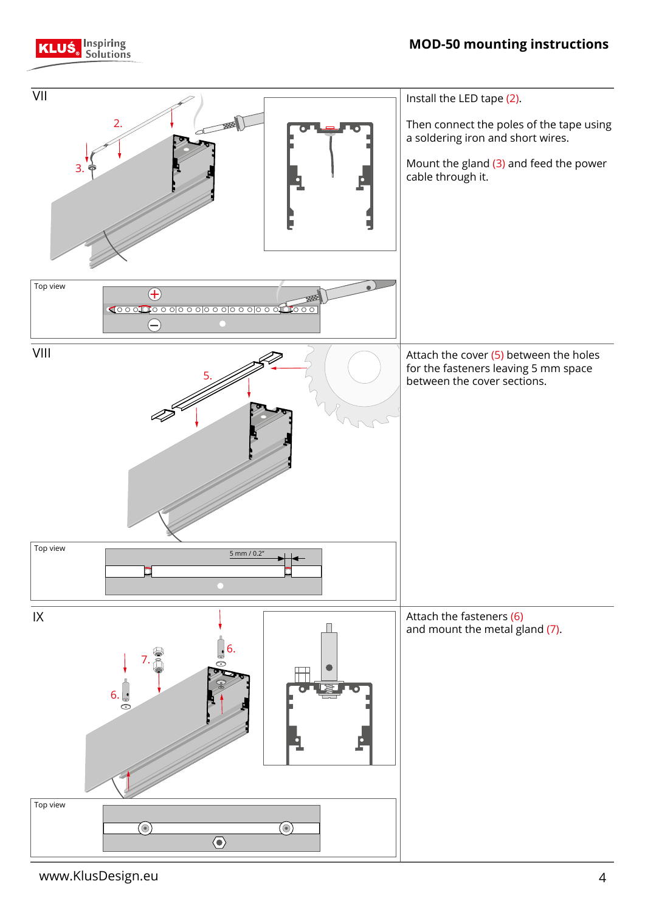## VII

Install the LED tape (2).

Then connect the poles of the tape using a soldering iron and short wires.

Mount the gland (3) and feed the power cable through it.

## VIII

Attach the cover (5) between the holes for the fasteners leaving 5 mm space between the cover sections.

## IX

Attach the fasteners (6) and mount the metal gland (7).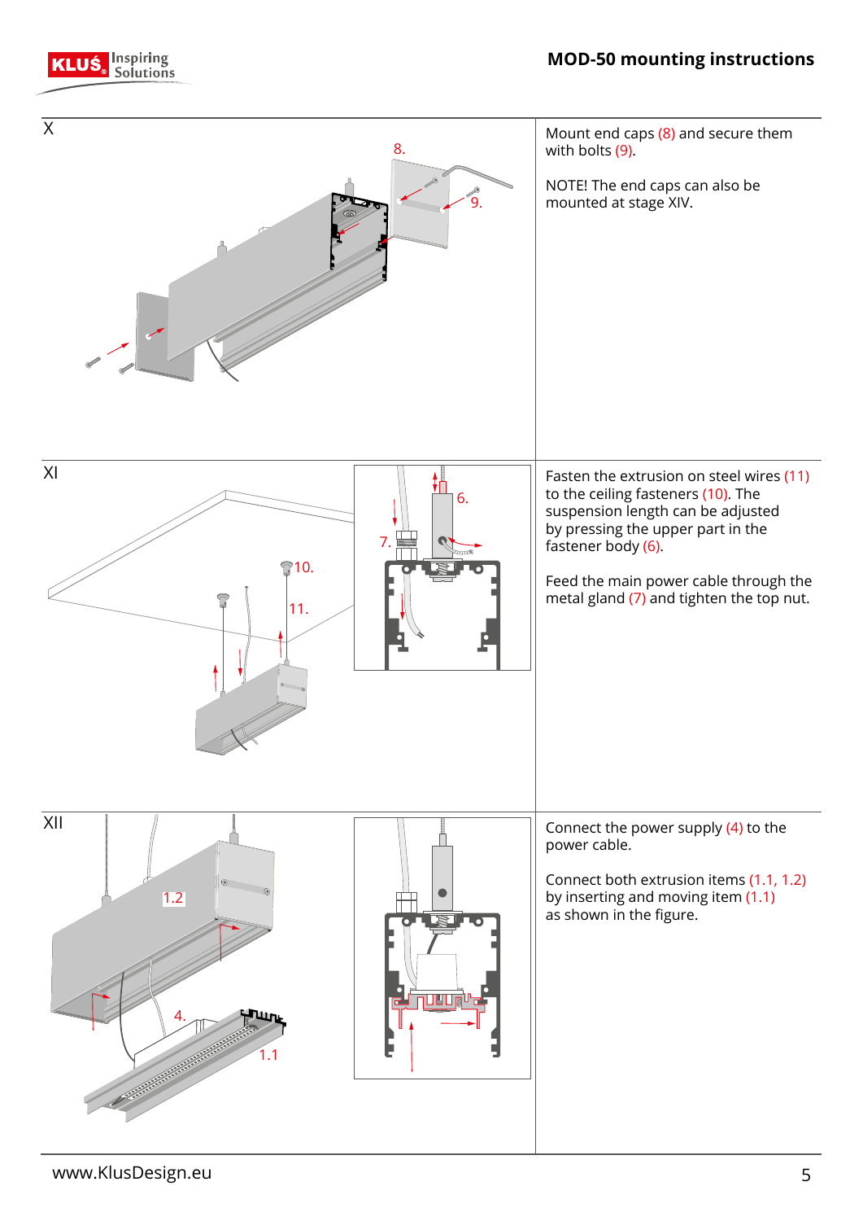## X

Mount end caps (8) and secure them with bolts (9).

NOTE! The end caps can also be mounted at stage XIV.

## XI

Fasten the extrusion on steel wires (11) to the ceiling fasteners (10). The suspension length can be adjusted by pressing the upper part in the fastener body (6).

Feed the main power cable through the metal gland (7) and tighten the top nut.

## XII

Connect the power supply (4) to the power cable.

Connect both extrusion items (1.1, 1.2) by inserting and moving item (1.1) as shown in the figure.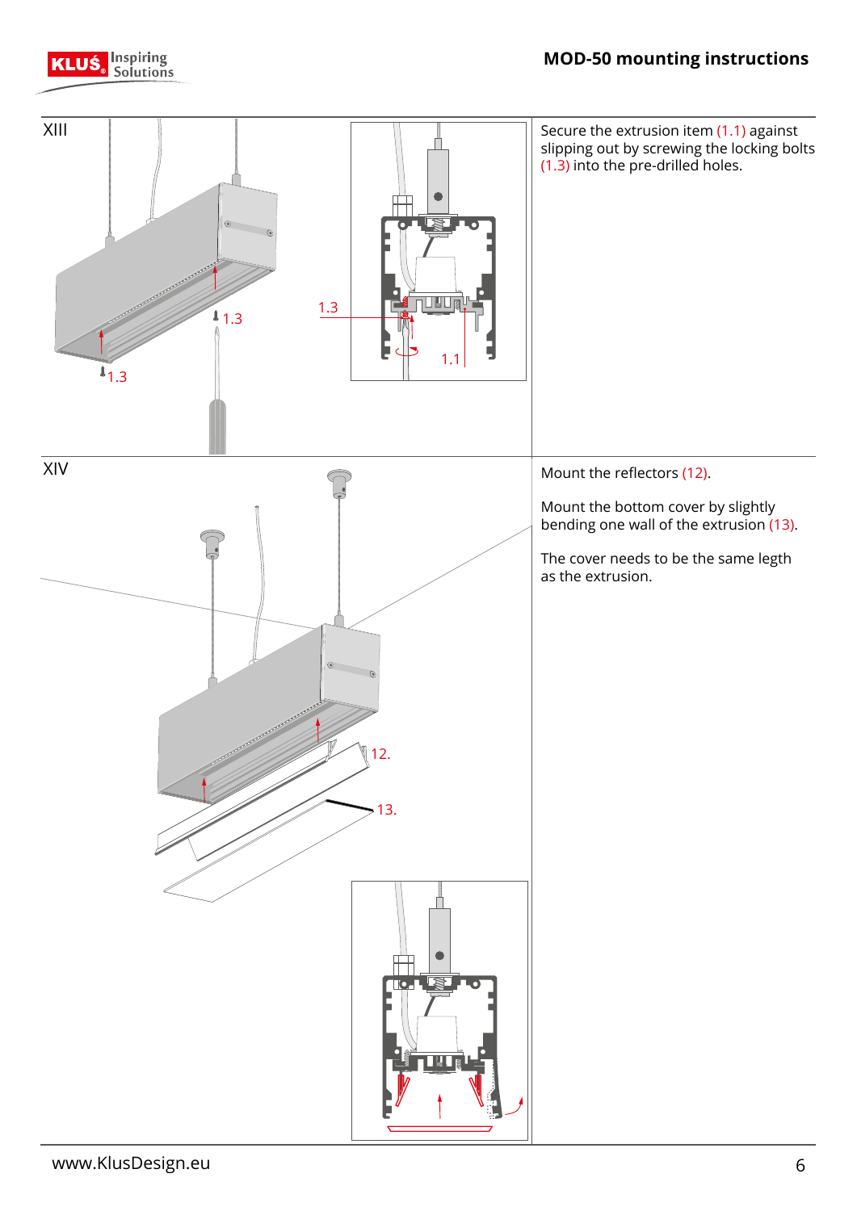XIII

1.3

1.3

1.3

1.1

Secure the extrusion item (1.1) against slipping out by screwing the locking bolts (1.3) into the pre-drilled holes.

XIV

12.

13.

Mount the reflectors (12).

Mount the bottom cover by slightly bending one wall of the extrusion (13).

The cover needs to be the same legth as the extrusion.

www.KlusDesign.eu